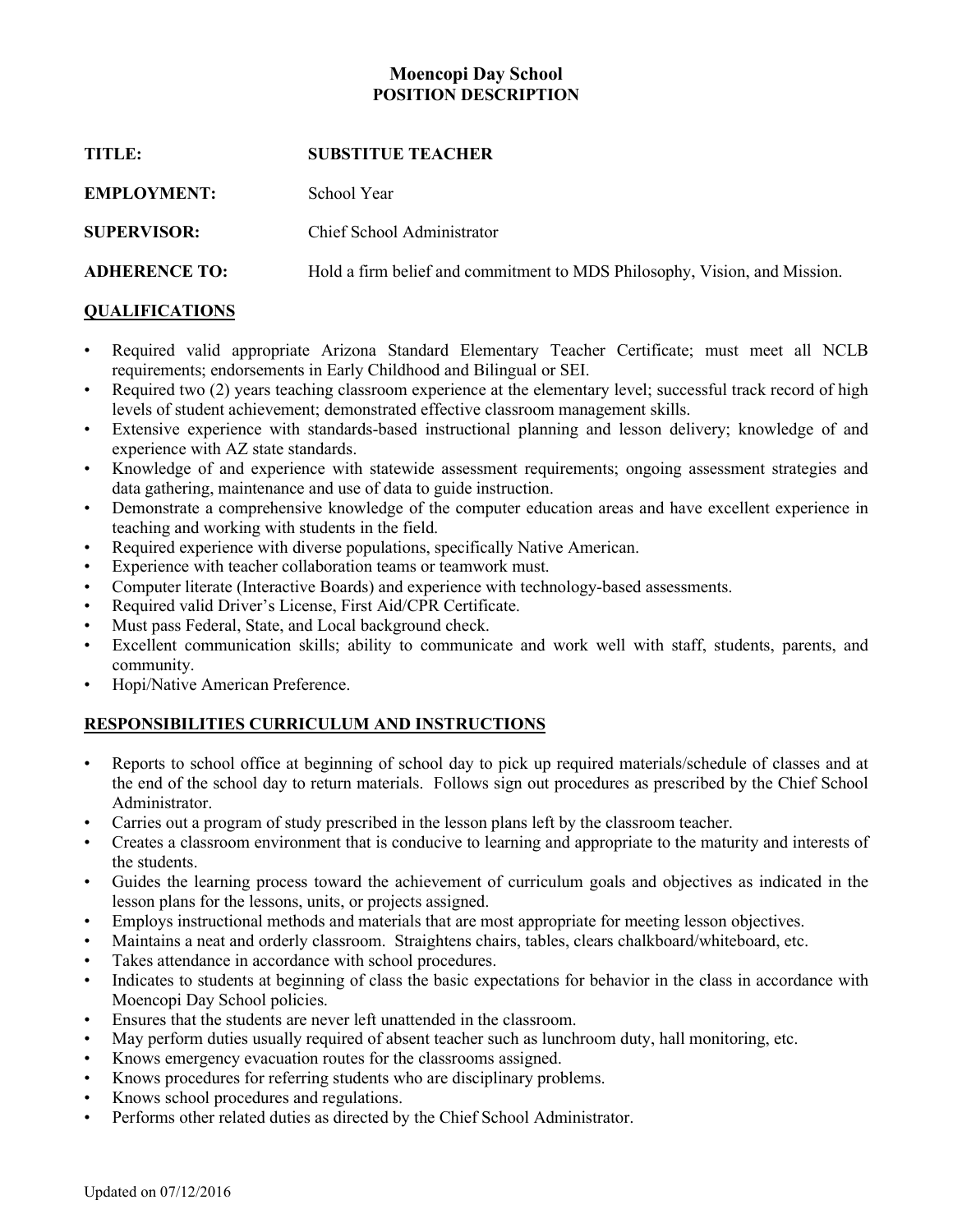# Moencopi Day School
## POSITION DESCRIPTION

**TITLE:** **SUBSTITUE TEACHER**

**EMPLOYMENT:** School Year

**SUPERVISOR:** Chief School Administrator

**ADHERENCE TO:** Hold a firm belief and commitment to MDS Philosophy, Vision, and Mission.

## QUALIFICATIONS

- Required valid appropriate Arizona Standard Elementary Teacher Certificate; must meet all NCLB requirements; endorsements in Early Childhood and Bilingual or SEI.
- Required two (2) years teaching classroom experience at the elementary level; successful track record of high levels of student achievement; demonstrated effective classroom management skills.
- Extensive experience with standards-based instructional planning and lesson delivery; knowledge of and experience with AZ state standards.
- Knowledge of and experience with statewide assessment requirements; ongoing assessment strategies and data gathering, maintenance and use of data to guide instruction.
- Demonstrate a comprehensive knowledge of the computer education areas and have excellent experience in teaching and working with students in the field.
- Required experience with diverse populations, specifically Native American.
- Experience with teacher collaboration teams or teamwork must.
- Computer literate (Interactive Boards) and experience with technology-based assessments.
- Required valid Driver's License, First Aid/CPR Certificate.
- Must pass Federal, State, and Local background check.
- Excellent communication skills; ability to communicate and work well with staff, students, parents, and community.
- Hopi/Native American Preference.

## RESPONSIBILITIES CURRICULUM AND INSTRUCTIONS

- Reports to school office at beginning of school day to pick up required materials/schedule of classes and at the end of the school day to return materials. Follows sign out procedures as prescribed by the Chief School Administrator.
- Carries out a program of study prescribed in the lesson plans left by the classroom teacher.
- Creates a classroom environment that is conducive to learning and appropriate to the maturity and interests of the students.
- Guides the learning process toward the achievement of curriculum goals and objectives as indicated in the lesson plans for the lessons, units, or projects assigned.
- Employs instructional methods and materials that are most appropriate for meeting lesson objectives.
- Maintains a neat and orderly classroom. Straightens chairs, tables, clears chalkboard/whiteboard, etc.
- Takes attendance in accordance with school procedures.
- Indicates to students at beginning of class the basic expectations for behavior in the class in accordance with Moencopi Day School policies.
- Ensures that the students are never left unattended in the classroom.
- May perform duties usually required of absent teacher such as lunchroom duty, hall monitoring, etc.
- Knows emergency evacuation routes for the classrooms assigned.
- Knows procedures for referring students who are disciplinary problems.
- Knows school procedures and regulations.
- Performs other related duties as directed by the Chief School Administrator.

Updated on 07/12/2016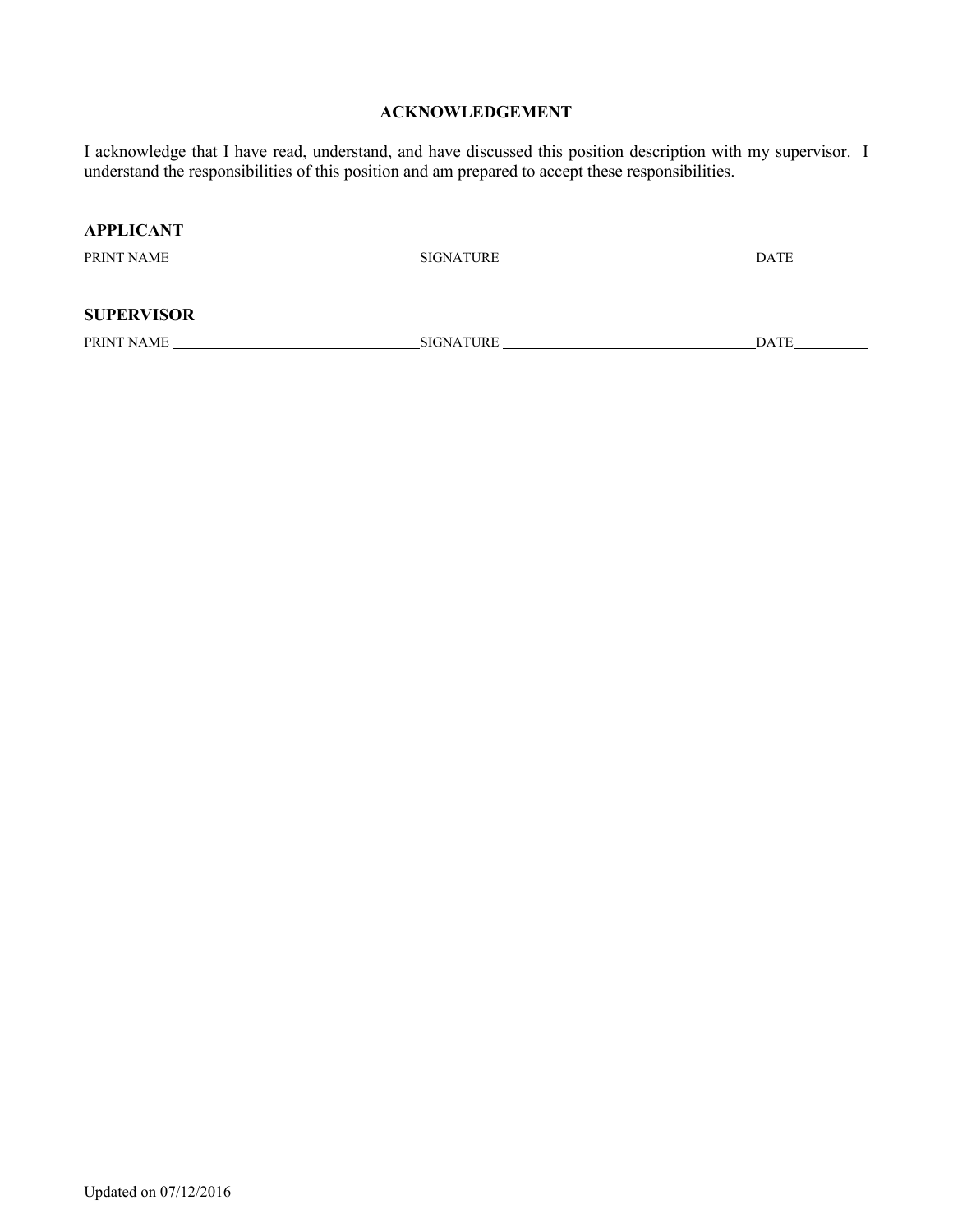## ACKNOWLEDGEMENT

I acknowledge that I have read, understand, and have discussed this position description with my supervisor. I understand the responsibilities of this position and am prepared to accept these responsibilities.

### APPLICANT

PRINT NAME \_\_\_\_\_\_\_\_\_\_\_\_\_\_\_\_\_\_\_\_\_\_\_\_\_\_\_\_\_\_\_\_\_\_ SIGNATURE \_\_\_\_\_\_\_\_\_\_\_\_\_\_\_\_\_\_\_\_\_\_\_\_\_\_\_\_\_\_\_\_\_\_\_\_ DATE\_\_\_\_\_\_\_\_\_\_

### SUPERVISOR

PRINT NAME \_\_\_\_\_\_\_\_\_\_\_\_\_\_\_\_\_\_\_\_\_\_\_\_\_\_\_\_\_\_\_\_\_\_ SIGNATURE \_\_\_\_\_\_\_\_\_\_\_\_\_\_\_\_\_\_\_\_\_\_\_\_\_\_\_\_\_\_\_\_\_\_\_\_ DATE\_\_\_\_\_\_\_\_\_\_

Updated on 07/12/2016